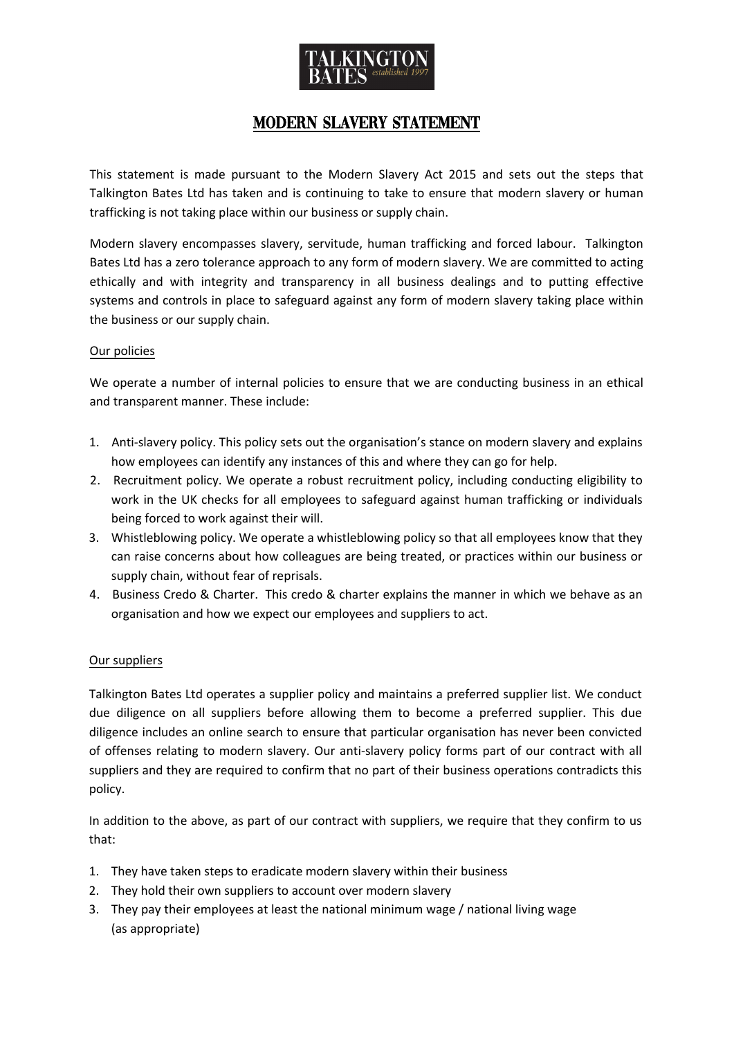# MODERN SLAVERY STATEMENT

This statement is made pursuant to the Modern Slavery Act 2015 and sets out the steps that Talkington Bates Ltd has taken and is continuing to take to ensure that modern slavery or human trafficking is not taking place within our business or supply chain.

Modern slavery encompasses slavery, servitude, human trafficking and forced labour. Talkington Bates Ltd has a zero tolerance approach to any form of modern slavery. We are committed to acting ethically and with integrity and transparency in all business dealings and to putting effective systems and controls in place to safeguard against any form of modern slavery taking place within the business or our supply chain.

## Our policies

We operate a number of internal policies to ensure that we are conducting business in an ethical and transparent manner. These include:

1. Anti-slavery policy. This policy sets out the organisation's stance on modern slavery and explains how employees can identify any instances of this and where they can go for help.
2. Recruitment policy. We operate a robust recruitment policy, including conducting eligibility to work in the UK checks for all employees to safeguard against human trafficking or individuals being forced to work against their will.
3. Whistleblowing policy. We operate a whistleblowing policy so that all employees know that they can raise concerns about how colleagues are being treated, or practices within our business or supply chain, without fear of reprisals.
4. Business Credo & Charter. This credo & charter explains the manner in which we behave as an organisation and how we expect our employees and suppliers to act.

## Our suppliers

Talkington Bates Ltd operates a supplier policy and maintains a preferred supplier list. We conduct due diligence on all suppliers before allowing them to become a preferred supplier. This due diligence includes an online search to ensure that particular organisation has never been convicted of offenses relating to modern slavery. Our anti-slavery policy forms part of our contract with all suppliers and they are required to confirm that no part of their business operations contradicts this policy.

In addition to the above, as part of our contract with suppliers, we require that they confirm to us that:

1. They have taken steps to eradicate modern slavery within their business
2. They hold their own suppliers to account over modern slavery
3. They pay their employees at least the national minimum wage / national living wage (as appropriate)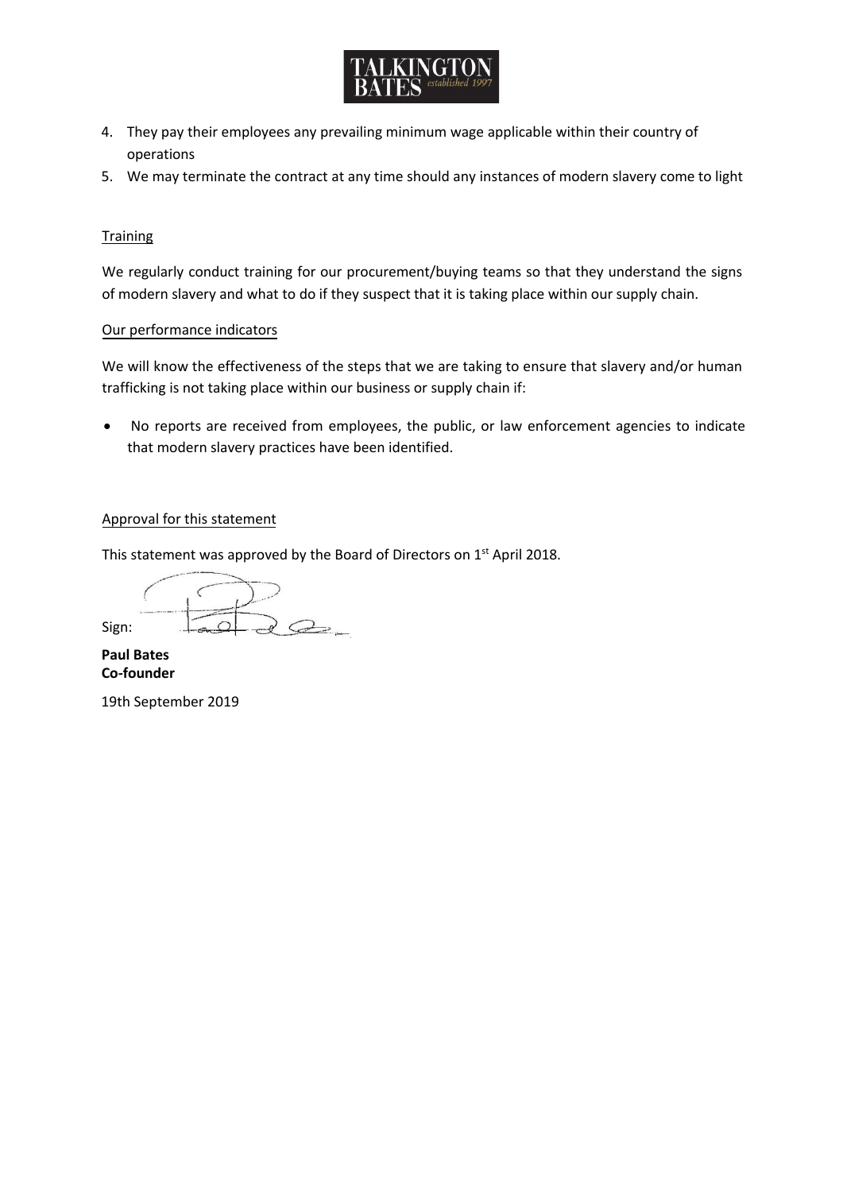4. They pay their employees any prevailing minimum wage applicable within their country of operations
5. We may terminate the contract at any time should any instances of modern slavery come to light

## Training

We regularly conduct training for our procurement/buying teams so that they understand the signs of modern slavery and what to do if they suspect that it is taking place within our supply chain.

## Our performance indicators

We will know the effectiveness of the steps that we are taking to ensure that slavery and/or human trafficking is not taking place within our business or supply chain if:

- No reports are received from employees, the public, or law enforcement agencies to indicate that modern slavery practices have been identified.

## Approval for this statement

This statement was approved by the Board of Directors on 1st April 2018.

Sign:

**Paul Bates**
**Co-founder**

19th September 2019